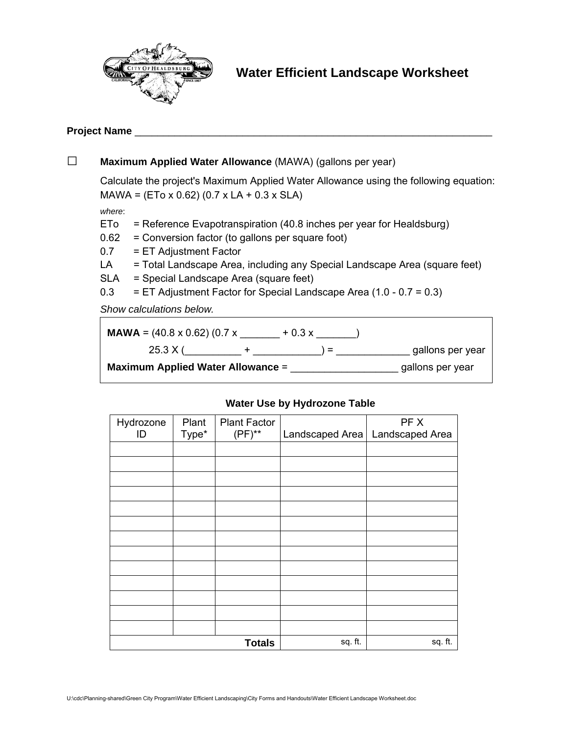# Water Efficient Landscape Worksheet

**Project Name** ______________________________________________________________

☐ **Maximum Applied Water Allowance** (MAWA) (gallons per year)

Calculate the project's Maximum Applied Water Allowance using the following equation:
MAWA = (ETo x 0.62) (0.7 x LA + 0.3 x SLA)

*where*:

ETo = Reference Evapotranspiration (40.8 inches per year for Healdsburg)
0.62 = Conversion factor (to gallons per square foot)
0.7 = ET Adjustment Factor
LA = Total Landscape Area, including any Special Landscape Area (square feet)
SLA = Special Landscape Area (square feet)
0.3 = ET Adjustment Factor for Special Landscape Area (1.0 - 0.7 = 0.3)

*Show calculations below.*

**MAWA** = (40.8 x 0.62) (0.7 x _______ + 0.3 x _______)

25.3 X (__________ + ____________) = _____________ gallons per year

**Maximum Applied Water Allowance** = ___________________ gallons per year

### Water Use by Hydrozone Table

| Hydrozone ID | Plant Type* | Plant Factor (PF)** | Landscaped Area | PF X Landscaped Area |
|---|---|---|---|---|
| | | | | |
| | | | | |
| | | | | |
| | | | | |
| | | | | |
| | | | | |
| | | | | |
| | | | | |
| | | | | |
| | | | | |
| | | | | |
| | | | | |
| | | | | |
| | | **Totals** | sq. ft. | sq. ft. |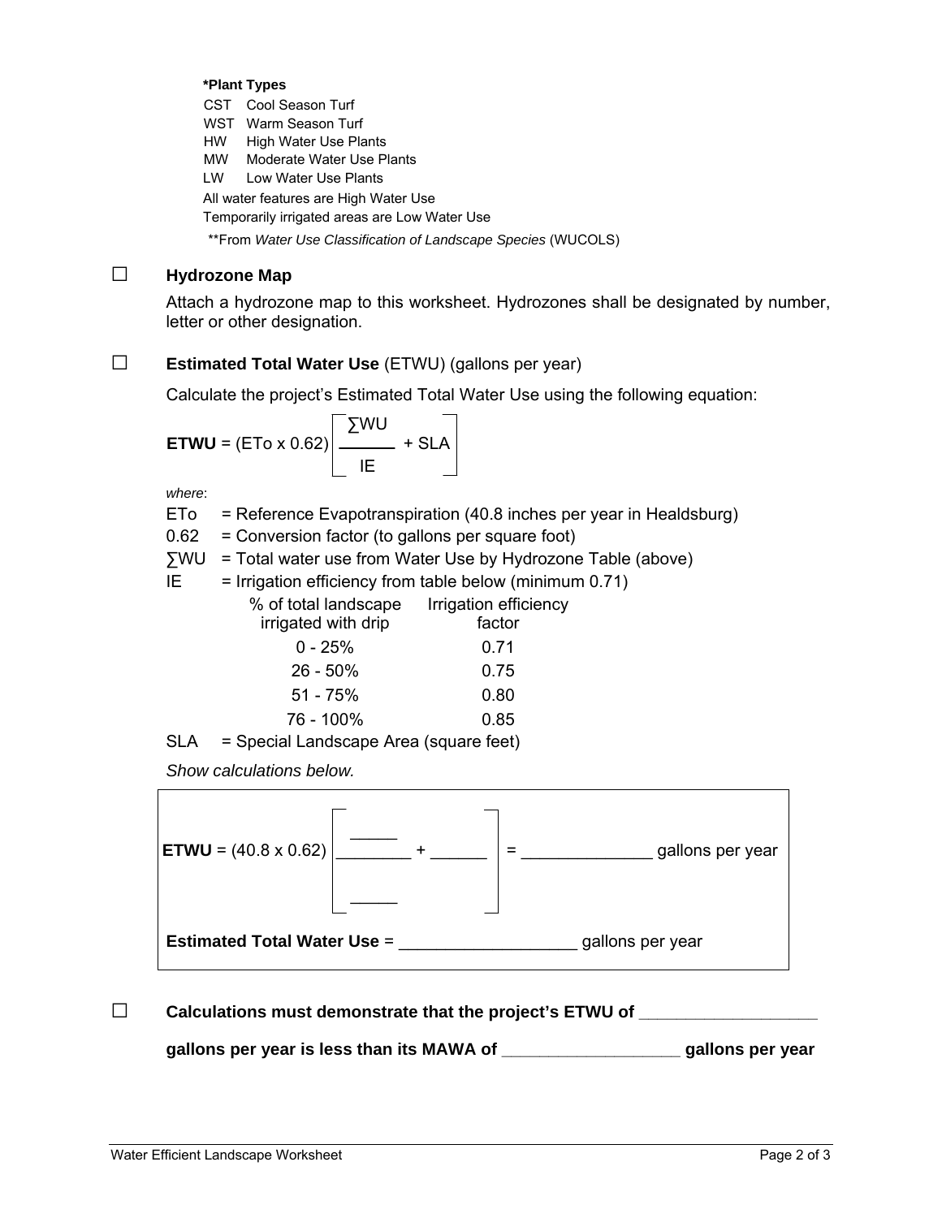**\*Plant Types**

CST Cool Season Turf
WST Warm Season Turf
HW High Water Use Plants
MW Moderate Water Use Plants
LW Low Water Use Plants
All water features are High Water Use
Temporarily irrigated areas are Low Water Use

\*\*From *Water Use Classification of Landscape Species* (WUCOLS)

☐ **Hydrozone Map**

Attach a hydrozone map to this worksheet. Hydrozones shall be designated by number, letter or other designation.

☐ **Estimated Total Water Use** (ETWU) (gallons per year)

Calculate the project's Estimated Total Water Use using the following equation:

$$\textbf{ETWU} = (\text{ETo} \times 0.62) \left[ \frac{\sum \text{WU}}{\text{IE}} + \text{SLA} \right]$$

*where*:

ETo = Reference Evapotranspiration (40.8 inches per year in Healdsburg)
0.62 = Conversion factor (to gallons per square foot)
∑WU = Total water use from Water Use by Hydrozone Table (above)
IE = Irrigation efficiency from table below (minimum 0.71)

| % of total landscape irrigated with drip | Irrigation efficiency factor |
| --- | --- |
| 0 - 25% | 0.71 |
| 26 - 50% | 0.75 |
| 51 - 75% | 0.80 |
| 76 - 100% | 0.85 |

SLA = Special Landscape Area (square feet)

*Show calculations below.*

$$\textbf{ETWU} = (40.8 \times 0.62) \left[ \frac{\_\_\_\_\_}{\_\_\_\_\_} + \_\_\_\_\_\_ \right] = \_\_\_\_\_\_\_\_\_\_\_\_\_\_ \text{ gallons per year}$$

**Estimated Total Water Use** = ___________________ gallons per year

☐ **Calculations must demonstrate that the project's ETWU of ___________________ gallons per year is less than its MAWA of ___________________ gallons per year**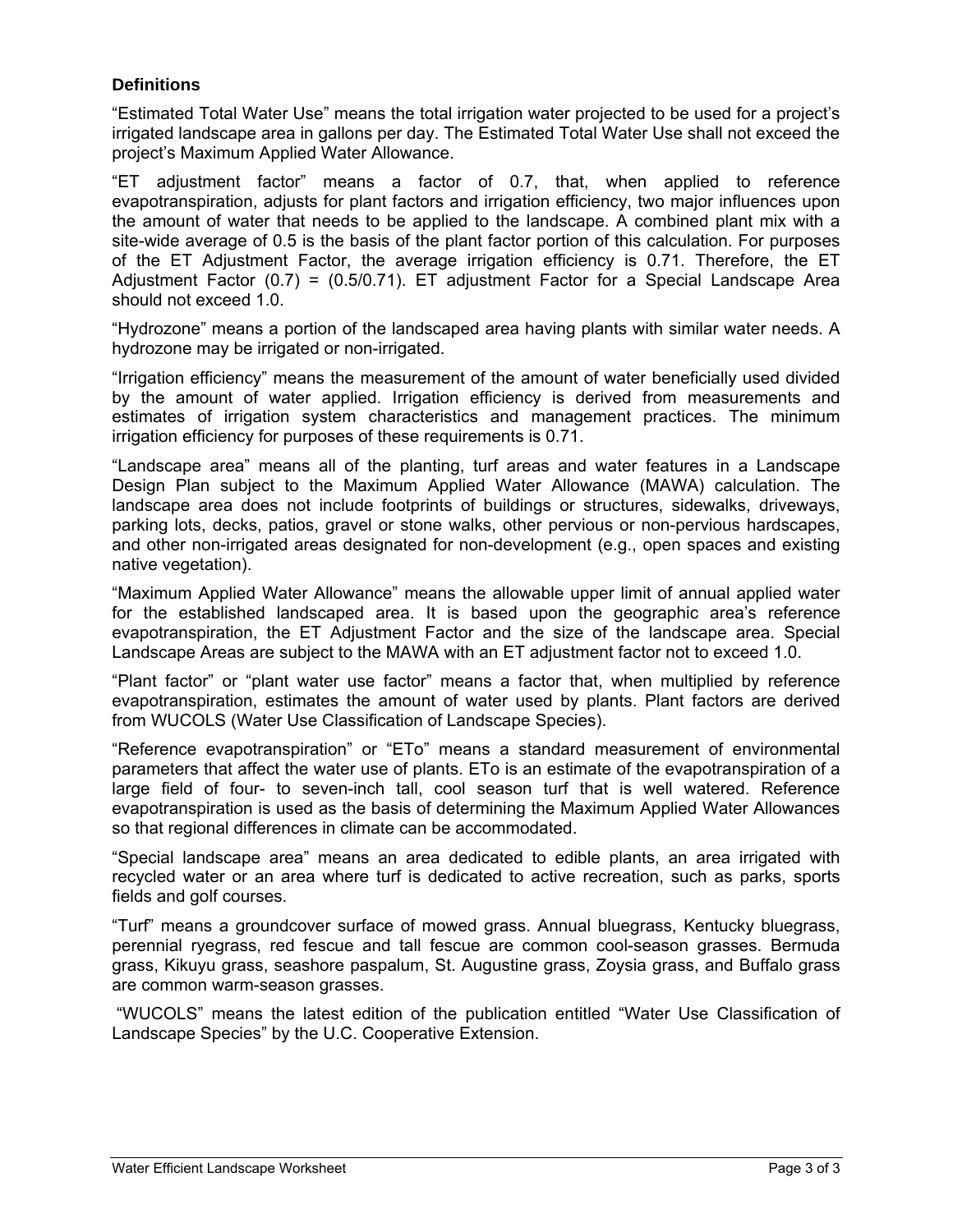### Definitions

"Estimated Total Water Use" means the total irrigation water projected to be used for a project's irrigated landscape area in gallons per day. The Estimated Total Water Use shall not exceed the project's Maximum Applied Water Allowance.

"ET adjustment factor" means a factor of 0.7, that, when applied to reference evapotranspiration, adjusts for plant factors and irrigation efficiency, two major influences upon the amount of water that needs to be applied to the landscape. A combined plant mix with a site-wide average of 0.5 is the basis of the plant factor portion of this calculation. For purposes of the ET Adjustment Factor, the average irrigation efficiency is 0.71. Therefore, the ET Adjustment Factor (0.7) = (0.5/0.71). ET adjustment Factor for a Special Landscape Area should not exceed 1.0.

"Hydrozone" means a portion of the landscaped area having plants with similar water needs. A hydrozone may be irrigated or non-irrigated.

"Irrigation efficiency" means the measurement of the amount of water beneficially used divided by the amount of water applied. Irrigation efficiency is derived from measurements and estimates of irrigation system characteristics and management practices. The minimum irrigation efficiency for purposes of these requirements is 0.71.

"Landscape area" means all of the planting, turf areas and water features in a Landscape Design Plan subject to the Maximum Applied Water Allowance (MAWA) calculation. The landscape area does not include footprints of buildings or structures, sidewalks, driveways, parking lots, decks, patios, gravel or stone walks, other pervious or non-pervious hardscapes, and other non-irrigated areas designated for non-development (e.g., open spaces and existing native vegetation).

"Maximum Applied Water Allowance" means the allowable upper limit of annual applied water for the established landscaped area. It is based upon the geographic area's reference evapotranspiration, the ET Adjustment Factor and the size of the landscape area. Special Landscape Areas are subject to the MAWA with an ET adjustment factor not to exceed 1.0.

"Plant factor" or "plant water use factor" means a factor that, when multiplied by reference evapotranspiration, estimates the amount of water used by plants. Plant factors are derived from WUCOLS (Water Use Classification of Landscape Species).

"Reference evapotranspiration" or "ETo" means a standard measurement of environmental parameters that affect the water use of plants. ETo is an estimate of the evapotranspiration of a large field of four- to seven-inch tall, cool season turf that is well watered. Reference evapotranspiration is used as the basis of determining the Maximum Applied Water Allowances so that regional differences in climate can be accommodated.

"Special landscape area" means an area dedicated to edible plants, an area irrigated with recycled water or an area where turf is dedicated to active recreation, such as parks, sports fields and golf courses.

"Turf" means a groundcover surface of mowed grass. Annual bluegrass, Kentucky bluegrass, perennial ryegrass, red fescue and tall fescue are common cool-season grasses. Bermuda grass, Kikuyu grass, seashore paspalum, St. Augustine grass, Zoysia grass, and Buffalo grass are common warm-season grasses.

"WUCOLS" means the latest edition of the publication entitled "Water Use Classification of Landscape Species" by the U.C. Cooperative Extension.